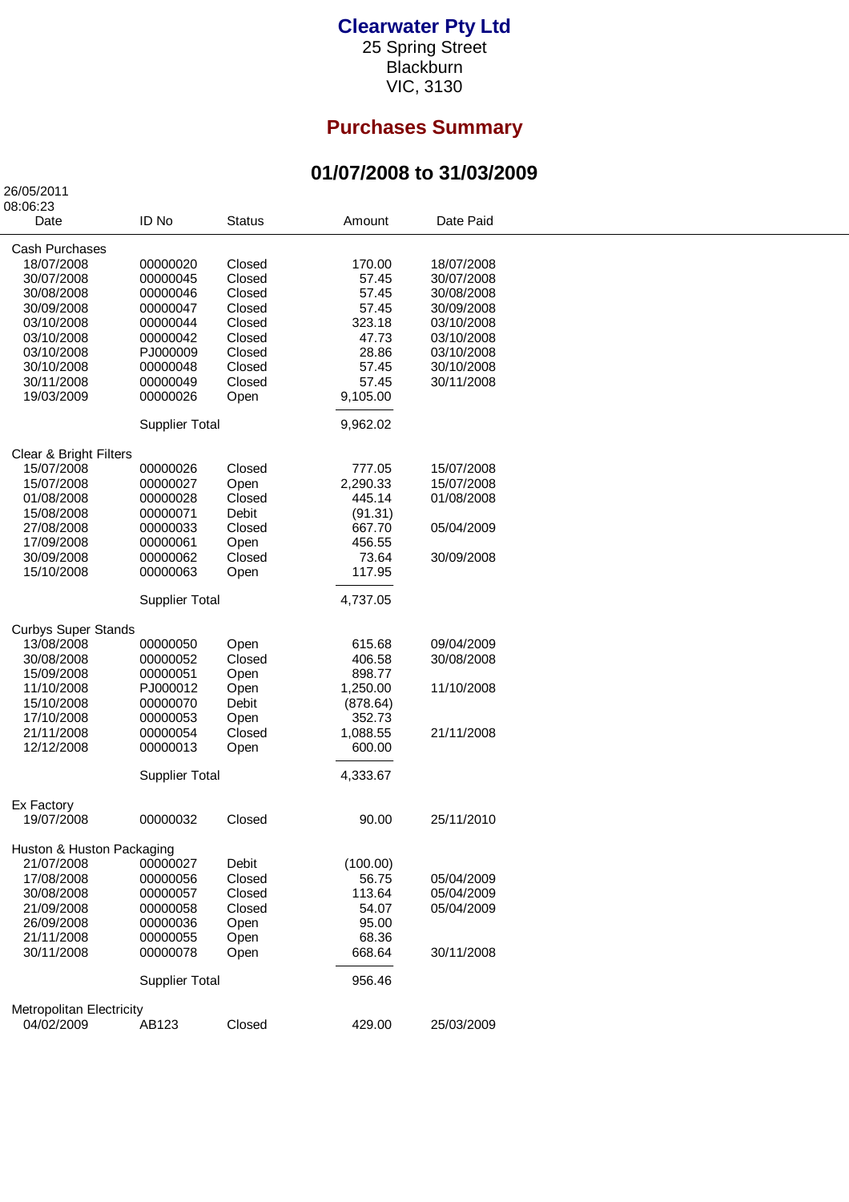# Clearwater Pty Ltd

25 Spring Street
Blackburn
VIC, 3130

## Purchases Summary

### 01/07/2008 to 31/03/2009

26/05/2011
08:06:23

| Date | ID No | Status | Amount | Date Paid |
|---|---|---|---|---|
| **Cash Purchases** | | | | |
| 18/07/2008 | 00000020 | Closed | 170.00 | 18/07/2008 |
| 30/07/2008 | 00000045 | Closed | 57.45 | 30/07/2008 |
| 30/08/2008 | 00000046 | Closed | 57.45 | 30/08/2008 |
| 30/09/2008 | 00000047 | Closed | 57.45 | 30/09/2008 |
| 03/10/2008 | 00000044 | Closed | 323.18 | 03/10/2008 |
| 03/10/2008 | 00000042 | Closed | 47.73 | 03/10/2008 |
| 03/10/2008 | PJ000009 | Closed | 28.86 | 03/10/2008 |
| 30/10/2008 | 00000048 | Closed | 57.45 | 30/10/2008 |
| 30/11/2008 | 00000049 | Closed | 57.45 | 30/11/2008 |
| 19/03/2009 | 00000026 | Open | 9,105.00 | |
| | Supplier Total | | 9,962.02 | |
| **Clear & Bright Filters** | | | | |
| 15/07/2008 | 00000026 | Closed | 777.05 | 15/07/2008 |
| 15/07/2008 | 00000027 | Open | 2,290.33 | 15/07/2008 |
| 01/08/2008 | 00000028 | Closed | 445.14 | 01/08/2008 |
| 15/08/2008 | 00000071 | Debit | (91.31) | |
| 27/08/2008 | 00000033 | Closed | 667.70 | 05/04/2009 |
| 17/09/2008 | 00000061 | Open | 456.55 | |
| 30/09/2008 | 00000062 | Closed | 73.64 | 30/09/2008 |
| 15/10/2008 | 00000063 | Open | 117.95 | |
| | Supplier Total | | 4,737.05 | |
| **Curbys Super Stands** | | | | |
| 13/08/2008 | 00000050 | Open | 615.68 | 09/04/2009 |
| 30/08/2008 | 00000052 | Closed | 406.58 | 30/08/2008 |
| 15/09/2008 | 00000051 | Open | 898.77 | |
| 11/10/2008 | PJ000012 | Open | 1,250.00 | 11/10/2008 |
| 15/10/2008 | 00000070 | Debit | (878.64) | |
| 17/10/2008 | 00000053 | Open | 352.73 | |
| 21/11/2008 | 00000054 | Closed | 1,088.55 | 21/11/2008 |
| 12/12/2008 | 00000013 | Open | 600.00 | |
| | Supplier Total | | 4,333.67 | |
| **Ex Factory** | | | | |
| 19/07/2008 | 00000032 | Closed | 90.00 | 25/11/2010 |
| **Huston & Huston Packaging** | | | | |
| 21/07/2008 | 00000027 | Debit | (100.00) | |
| 17/08/2008 | 00000056 | Closed | 56.75 | 05/04/2009 |
| 30/08/2008 | 00000057 | Closed | 113.64 | 05/04/2009 |
| 21/09/2008 | 00000058 | Closed | 54.07 | 05/04/2009 |
| 26/09/2008 | 00000036 | Open | 95.00 | |
| 21/11/2008 | 00000055 | Open | 68.36 | |
| 30/11/2008 | 00000078 | Open | 668.64 | 30/11/2008 |
| | Supplier Total | | 956.46 | |
| **Metropolitan Electricity** | | | | |
| 04/02/2009 | AB123 | Closed | 429.00 | 25/03/2009 |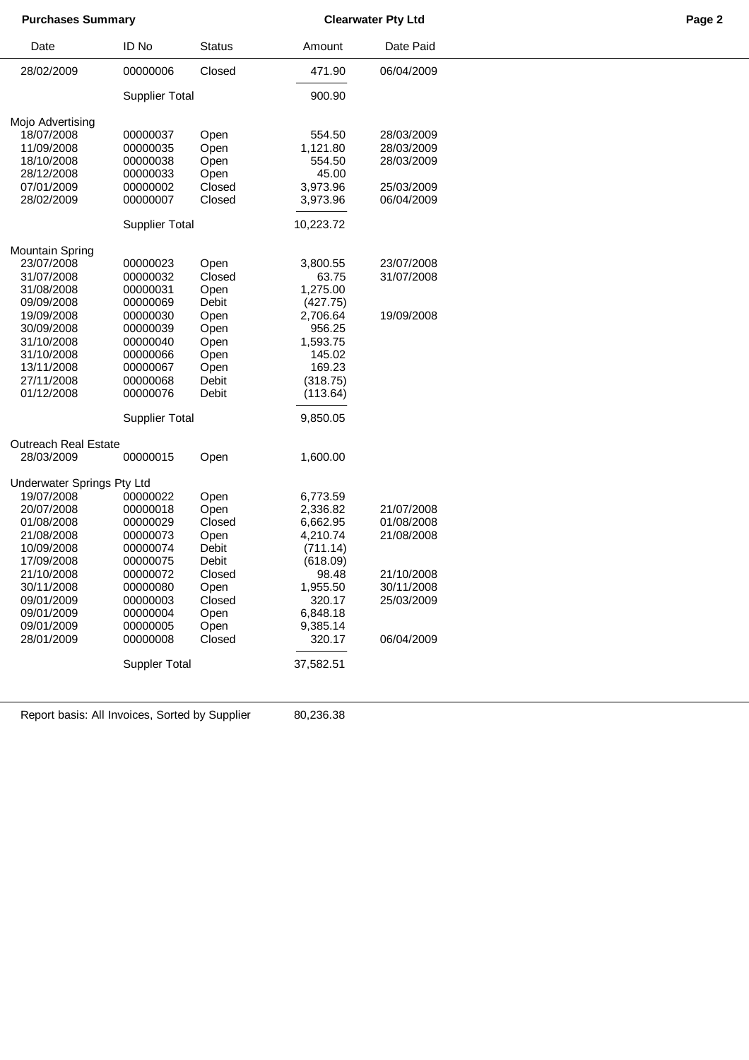| Date | ID No | Status | Amount | Date Paid |
|---|---|---|---|---|
| 28/02/2009 | 00000006 | Closed | 471.90 | 06/04/2009 |
| | Supplier Total | | 900.90 | |
| Mojo Advertising | | | | |
| 18/07/2008 | 00000037 | Open | 554.50 | 28/03/2009 |
| 11/09/2008 | 00000035 | Open | 1,121.80 | 28/03/2009 |
| 18/10/2008 | 00000038 | Open | 554.50 | 28/03/2009 |
| 28/12/2008 | 00000033 | Open | 45.00 | |
| 07/01/2009 | 00000002 | Closed | 3,973.96 | 25/03/2009 |
| 28/02/2009 | 00000007 | Closed | 3,973.96 | 06/04/2009 |
| | Supplier Total | | 10,223.72 | |
| Mountain Spring | | | | |
| 23/07/2008 | 00000023 | Open | 3,800.55 | 23/07/2008 |
| 31/07/2008 | 00000032 | Closed | 63.75 | 31/07/2008 |
| 31/08/2008 | 00000031 | Open | 1,275.00 | |
| 09/09/2008 | 00000069 | Debit | (427.75) | |
| 19/09/2008 | 00000030 | Open | 2,706.64 | 19/09/2008 |
| 30/09/2008 | 00000039 | Open | 956.25 | |
| 31/10/2008 | 00000040 | Open | 1,593.75 | |
| 31/10/2008 | 00000066 | Open | 145.02 | |
| 13/11/2008 | 00000067 | Open | 169.23 | |
| 27/11/2008 | 00000068 | Debit | (318.75) | |
| 01/12/2008 | 00000076 | Debit | (113.64) | |
| | Supplier Total | | 9,850.05 | |
| Outreach Real Estate | | | | |
| 28/03/2009 | 00000015 | Open | 1,600.00 | |
| Underwater Springs Pty Ltd | | | | |
| 19/07/2008 | 00000022 | Open | 6,773.59 | |
| 20/07/2008 | 00000018 | Open | 2,336.82 | 21/07/2008 |
| 01/08/2008 | 00000029 | Closed | 6,662.95 | 01/08/2008 |
| 21/08/2008 | 00000073 | Open | 4,210.74 | 21/08/2008 |
| 10/09/2008 | 00000074 | Debit | (711.14) | |
| 17/09/2008 | 00000075 | Debit | (618.09) | |
| 21/10/2008 | 00000072 | Closed | 98.48 | 21/10/2008 |
| 30/11/2008 | 00000080 | Open | 1,955.50 | 30/11/2008 |
| 09/01/2009 | 00000003 | Closed | 320.17 | 25/03/2009 |
| 09/01/2009 | 00000004 | Open | 6,848.18 | |
| 09/01/2009 | 00000005 | Open | 9,385.14 | |
| 28/01/2009 | 00000008 | Closed | 320.17 | 06/04/2009 |
| | Suppler Total | | 37,582.51 | |

Report basis: All Invoices, Sorted by Supplier 80,236.38